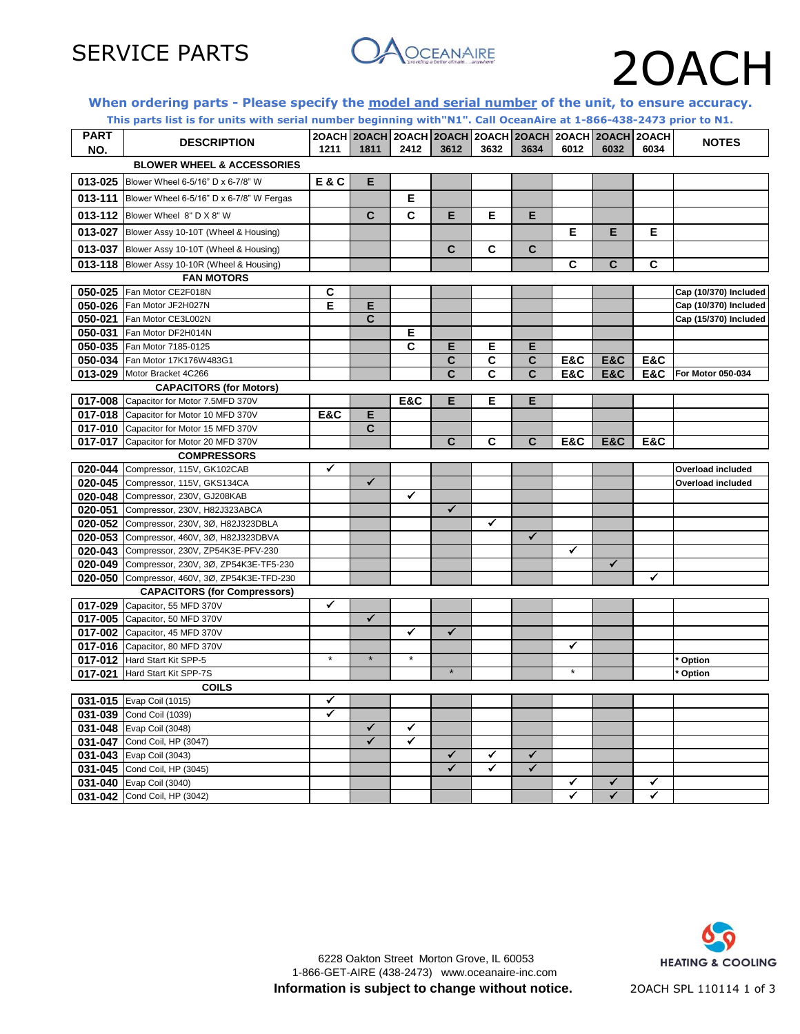# SERVICE PARTS

# 2OACH

**When ordering parts - Please specify the model and serial number of the unit, to ensure accuracy.**

**This parts list is for units with serial number beginning with"N1". Call OceanAire at 1-866-438-2473 prior to N1.**

| PART NO. | DESCRIPTION | 2OACH 1211 | 2OACH 1811 | 2OACH 2412 | 2OACH 3612 | 2OACH 3632 | 2OACH 3634 | 2OACH 6012 | 2OACH 6032 | 2OACH 6034 | NOTES |
|---|---|---|---|---|---|---|---|---|---|---|---|
| | **BLOWER WHEEL & ACCESSORIES** | | | | | | | | | | |
| **013-025** | Blower Wheel 6-5/16" D x 6-7/8" W | E & C | E | | | | | | | | |
| **013-111** | Blower Wheel 6-5/16" D x 6-7/8" W Fergas | | | E | | | | | | | |
| **013-112** | Blower Wheel 8" D X 8" W | | C | C | E | E | E | | | | |
| **013-027** | Blower Assy 10-10T (Wheel & Housing) | | | | | | | E | E | E | |
| **013-037** | Blower Assy 10-10T (Wheel & Housing) | | | | C | C | C | | | | |
| **013-118** | Blower Assy 10-10R (Wheel & Housing) | | | | | | | C | C | C | |
| | **FAN MOTORS** | | | | | | | | | | |
| **050-025** | Fan Motor CE2F018N | C | | | | | | | | | Cap (10/370) Included |
| **050-026** | Fan Motor JF2H027N | E | E | | | | | | | | Cap (10/370) Included |
| **050-021** | Fan Motor CE3L002N | | C | | | | | | | | Cap (15/370) Included |
| **050-031** | Fan Motor DF2H014N | | | E | | | | | | | |
| **050-035** | Fan Motor 7185-0125 | | | C | E | E | E | | | | |
| **050-034** | Fan Motor 17K176W483G1 | | | | C | C | C | E&C | E&C | E&C | |
| **013-029** | Motor Bracket 4C266 | | | | C | C | C | E&C | E&C | E&C | For Motor 050-034 |
| | **CAPACITORS (for Motors)** | | | | | | | | | | |
| **017-008** | Capacitor for Motor 7.5MFD 370V | | | E&C | E | E | E | | | | |
| **017-018** | Capacitor for Motor 10 MFD 370V | E&C | E | | | | | | | | |
| **017-010** | Capacitor for Motor 15 MFD 370V | | C | | | | | | | | |
| **017-017** | Capacitor for Motor 20 MFD 370V | | | | C | C | C | E&C | E&C | E&C | |
| | **COMPRESSORS** | | | | | | | | | | |
| **020-044** | Compressor, 115V, GK102CAB | ✓ | | | | | | | | | Overload included |
| **020-045** | Compressor, 115V, GKS134CA | | ✓ | | | | | | | | Overload included |
| **020-048** | Compressor, 230V, GJ208KAB | | | ✓ | | | | | | | |
| **020-051** | Compressor, 230V, H82J323ABCA | | | | ✓ | | | | | | |
| **020-052** | Compressor, 230V, 3Ø, H82J323DBLA | | | | | ✓ | | | | | |
| **020-053** | Compressor, 460V, 3Ø, H82J323DBVA | | | | | | ✓ | | | | |
| **020-043** | Compressor, 230V, ZP54K3E-PFV-230 | | | | | | | ✓ | | | |
| **020-049** | Compressor, 230V, 3Ø, ZP54K3E-TF5-230 | | | | | | | | ✓ | | |
| **020-050** | Compressor, 460V, 3Ø, ZP54K3E-TFD-230 | | | | | | | | | ✓ | |
| | **CAPACITORS (for Compressors)** | | | | | | | | | | |
| **017-029** | Capacitor, 55 MFD 370V | ✓ | | | | | | | | | |
| **017-005** | Capacitor, 50 MFD 370V | | ✓ | | | | | | | | |
| **017-002** | Capacitor, 45 MFD 370V | | | ✓ | ✓ | | | | | | |
| **017-016** | Capacitor, 80 MFD 370V | | | | | | | ✓ | | | |
| **017-012** | Hard Start Kit SPP-5 | * | * | * | | | | | | | * Option |
| **017-021** | Hard Start Kit SPP-7S | | | | * | | | * | | | * Option |
| | **COILS** | | | | | | | | | | |
| **031-015** | Evap Coil (1015) | ✓ | | | | | | | | | |
| **031-039** | Cond Coil (1039) | ✓ | | | | | | | | | |
| **031-048** | Evap Coil (3048) | | ✓ | ✓ | | | | | | | |
| **031-047** | Cond Coil, HP (3047) | | ✓ | ✓ | | | | | | | |
| **031-043** | Evap Coil (3043) | | | | ✓ | ✓ | ✓ | | | | |
| **031-045** | Cond Coil, HP (3045) | | | | ✓ | ✓ | ✓ | | | | |
| **031-040** | Evap Coil (3040) | | | | | | | ✓ | ✓ | ✓ | |
| **031-042** | Cond Coil, HP (3042) | | | | | | | ✓ | ✓ | ✓ | |

6228 Oakton Street Morton Grove, IL 60053
1-866-GET-AIRE (438-2473) www.oceanaire-inc.com

**Information is subject to change without notice.**

2OACH SPL 110114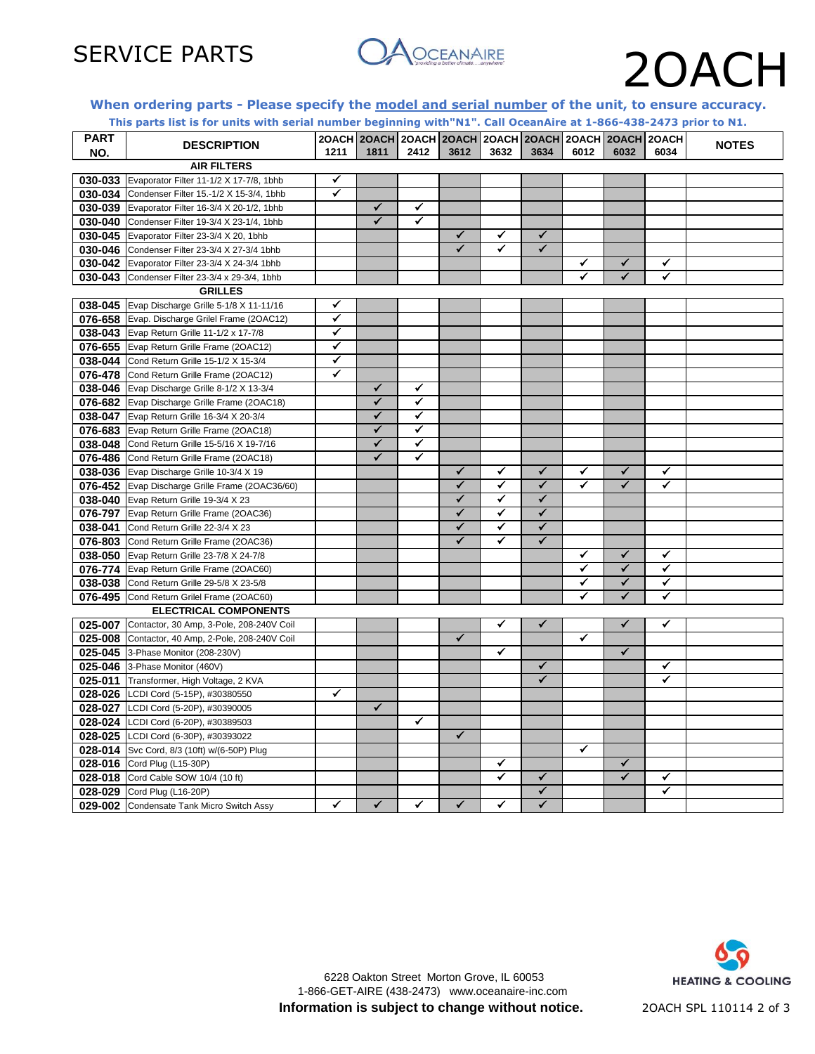# SERVICE PARTS

# 2OACH

**When ordering parts - Please specify the model and serial number of the unit, to ensure accuracy.**

**This parts list is for units with serial number beginning with"N1". Call OceanAire at 1-866-438-2473 prior to N1.**

| PART NO. | DESCRIPTION | 2OACH 1211 | 2OACH 1811 | 2OACH 2412 | 2OACH 3612 | 2OACH 3632 | 2OACH 3634 | 2OACH 6012 | 2OACH 6032 | 2OACH 6034 | NOTES |
|---|---|---|---|---|---|---|---|---|---|---|---|
| | **AIR FILTERS** | | | | | | | | | | |
| **030-033** | Evaporator Filter 11-1/2 X 17-7/8, 1bhb | ✓ | | | | | | | | | |
| **030-034** | Condenser Filter 15.-1/2 X 15-3/4, 1bhb | ✓ | | | | | | | | | |
| **030-039** | Evaporator Filter 16-3/4 X 20-1/2, 1bhb | | ✓ | ✓ | | | | | | | |
| **030-040** | Condenser Filter 19-3/4 X 23-1/4, 1bhb | | ✓ | ✓ | | | | | | | |
| **030-045** | Evaporator Filter 23-3/4 X 20, 1bhb | | | | ✓ | ✓ | ✓ | | | | |
| **030-046** | Condenser Filter 23-3/4 X 27-3/4 1bhb | | | | ✓ | ✓ | ✓ | | | | |
| **030-042** | Evaporator Filter 23-3/4 X 24-3/4 1bhb | | | | | | | ✓ | ✓ | ✓ | |
| **030-043** | Condenser Filter 23-3/4 x 29-3/4, 1bhb | | | | | | | ✓ | ✓ | ✓ | |
| | **GRILLES** | | | | | | | | | | |
| **038-045** | Evap Discharge Grille 5-1/8 X 11-11/16 | ✓ | | | | | | | | | |
| **076-658** | Evap. Discharge Grilel Frame (2OAC12) | ✓ | | | | | | | | | |
| **038-043** | Evap Return Grille 11-1/2 x 17-7/8 | ✓ | | | | | | | | | |
| **076-655** | Evap Return Grille Frame (2OAC12) | ✓ | | | | | | | | | |
| **038-044** | Cond Return Grille 15-1/2 X 15-3/4 | ✓ | | | | | | | | | |
| **076-478** | Cond Return Grille Frame (2OAC12) | ✓ | | | | | | | | | |
| **038-046** | Evap Discharge Grille 8-1/2 X 13-3/4 | | ✓ | ✓ | | | | | | | |
| **076-682** | Evap Discharge Grille Frame (2OAC18) | | ✓ | ✓ | | | | | | | |
| **038-047** | Evap Return Grille 16-3/4 X 20-3/4 | | ✓ | ✓ | | | | | | | |
| **076-683** | Evap Return Grille Frame (2OAC18) | | ✓ | ✓ | | | | | | | |
| **038-048** | Cond Return Grille 15-5/16 X 19-7/16 | | ✓ | ✓ | | | | | | | |
| **076-486** | Cond Return Grille Frame (2OAC18) | | ✓ | ✓ | | | | | | | |
| **038-036** | Evap Discharge Grille 10-3/4 X 19 | | | | ✓ | ✓ | ✓ | ✓ | ✓ | ✓ | |
| **076-452** | Evap Discharge Grille Frame (2OAC36/60) | | | | ✓ | ✓ | ✓ | ✓ | ✓ | ✓ | |
| **038-040** | Evap Return Grille 19-3/4 X 23 | | | | ✓ | ✓ | ✓ | | | | |
| **076-797** | Evap Return Grille Frame (2OAC36) | | | | ✓ | ✓ | ✓ | | | | |
| **038-041** | Cond Return Grille 22-3/4 X 23 | | | | ✓ | ✓ | ✓ | | | | |
| **076-803** | Cond Return Grille Frame (2OAC36) | | | | ✓ | ✓ | ✓ | | | | |
| **038-050** | Evap Return Grille 23-7/8 X 24-7/8 | | | | | | | ✓ | ✓ | ✓ | |
| **076-774** | Evap Return Grille Frame (2OAC60) | | | | | | | ✓ | ✓ | ✓ | |
| **038-038** | Cond Return Grille 29-5/8 X 23-5/8 | | | | | | | ✓ | ✓ | ✓ | |
| **076-495** | Cond Return Grilel Frame (2OAC60) | | | | | | | ✓ | ✓ | ✓ | |
| | **ELECTRICAL COMPONENTS** | | | | | | | | | | |
| **025-007** | Contactor, 30 Amp, 3-Pole, 208-240V Coil | | | | | ✓ | ✓ | | ✓ | ✓ | |
| **025-008** | Contactor, 40 Amp, 2-Pole, 208-240V Coil | | | | ✓ | | | ✓ | | | |
| **025-045** | 3-Phase Monitor (208-230V) | | | | | ✓ | | | ✓ | | |
| **025-046** | 3-Phase Monitor (460V) | | | | | | ✓ | | | ✓ | |
| **025-011** | Transformer, High Voltage, 2 KVA | | | | | | ✓ | | | ✓ | |
| **028-026** | LCDI Cord (5-15P), #30380550 | ✓ | | | | | | | | | |
| **028-027** | LCDI Cord (5-20P), #30390005 | | ✓ | | | | | | | | |
| **028-024** | LCDI Cord (6-20P), #30389503 | | | ✓ | | | | | | | |
| **028-025** | LCDI Cord (6-30P), #30393022 | | | | ✓ | | | | | | |
| **028-014** | Svc Cord, 8/3 (10ft) w/(6-50P) Plug | | | | | | | ✓ | | | |
| **028-016** | Cord Plug (L15-30P) | | | | | ✓ | | | ✓ | | |
| **028-018** | Cord Cable SOW 10/4 (10 ft) | | | | | ✓ | ✓ | | ✓ | ✓ | |
| **028-029** | Cord Plug (L16-20P) | | | | | | ✓ | | | ✓ | |
| **029-002** | Condensate Tank Micro Switch Assy | ✓ | ✓ | ✓ | ✓ | ✓ | ✓ | | | | |

6228 Oakton Street Morton Grove, IL 60053
1-866-GET-AIRE (438-2473) www.oceanaire-inc.com

**Information is subject to change without notice.**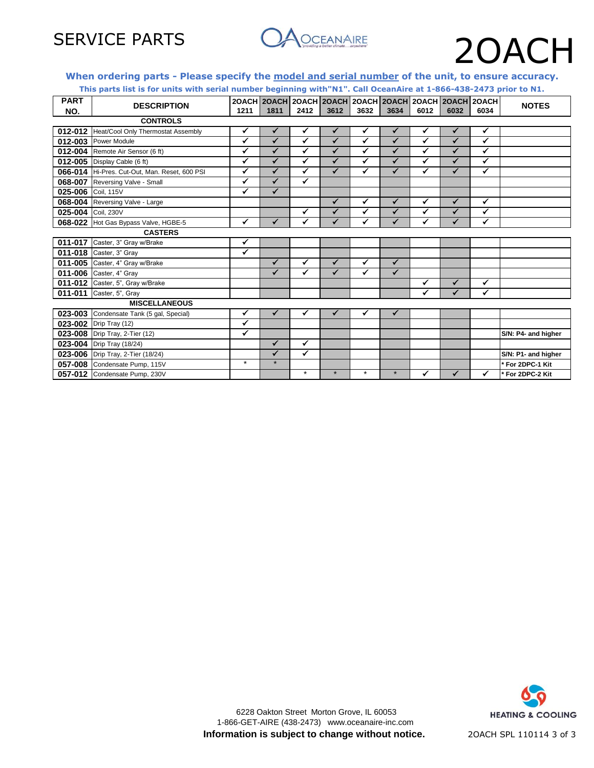# SERVICE PARTS

# 2OACH

**When ordering parts - Please specify the model and serial number of the unit, to ensure accuracy.**

**This parts list is for units with serial number beginning with"N1". Call OceanAire at 1-866-438-2473 prior to N1.**

| PART NO. | DESCRIPTION | 2OACH 1211 | 2OACH 1811 | 2OACH 2412 | 2OACH 3612 | 2OACH 3632 | 2OACH 3634 | 2OACH 6012 | 2OACH 6032 | 2OACH 6034 | NOTES |
|---|---|---|---|---|---|---|---|---|---|---|---|
| | **CONTROLS** | | | | | | | | | | |
| **012-012** | Heat/Cool Only Thermostat Assembly | ✓ | ✓ | ✓ | ✓ | ✓ | ✓ | ✓ | ✓ | ✓ | |
| **012-003** | Power Module | ✓ | ✓ | ✓ | ✓ | ✓ | ✓ | ✓ | ✓ | ✓ | |
| **012-004** | Remote Air Sensor (6 ft) | ✓ | ✓ | ✓ | ✓ | ✓ | ✓ | ✓ | ✓ | ✓ | |
| **012-005** | Display Cable (6 ft) | ✓ | ✓ | ✓ | ✓ | ✓ | ✓ | ✓ | ✓ | ✓ | |
| **066-014** | Hi-Pres. Cut-Out, Man. Reset, 600 PSI | ✓ | ✓ | ✓ | ✓ | ✓ | ✓ | ✓ | ✓ | ✓ | |
| **068-007** | Reversing Valve - Small | ✓ | ✓ | ✓ | | | | | | | |
| **025-006** | Coil, 115V | ✓ | ✓ | | | | | | | | |
| **068-004** | Reversing Valve - Large | | | | ✓ | ✓ | ✓ | ✓ | ✓ | ✓ | |
| **025-004** | Coil, 230V | | | ✓ | ✓ | ✓ | ✓ | ✓ | ✓ | ✓ | |
| **068-022** | Hot Gas Bypass Valve, HGBE-5 | ✓ | ✓ | ✓ | ✓ | ✓ | ✓ | ✓ | ✓ | ✓ | |
| | **CASTERS** | | | | | | | | | | |
| **011-017** | Caster, 3" Gray w/Brake | ✓ | | | | | | | | | |
| **011-018** | Caster, 3" Gray | ✓ | | | | | | | | | |
| **011-005** | Caster, 4" Gray w/Brake | | ✓ | ✓ | ✓ | ✓ | ✓ | | | | |
| **011-006** | Caster, 4" Gray | | ✓ | ✓ | ✓ | ✓ | ✓ | | | | |
| **011-012** | Caster, 5", Gray w/Brake | | | | | | | ✓ | ✓ | ✓ | |
| **011-011** | Caster, 5", Gray | | | | | | | ✓ | ✓ | ✓ | |
| | **MISCELLANEOUS** | | | | | | | | | | |
| **023-003** | Condensate Tank (5 gal, Special) | ✓ | ✓ | ✓ | ✓ | ✓ | ✓ | | | | |
| **023-002** | Drip Tray (12) | ✓ | | | | | | | | | |
| **023-008** | Drip Tray, 2-Tier (12) | ✓ | | | | | | | | | **S/N: P4- and higher** |
| **023-004** | Drip Tray (18/24) | | ✓ | ✓ | | | | | | | |
| **023-006** | Drip Tray, 2-Tier (18/24) | | ✓ | ✓ | | | | | | | **S/N: P1- and higher** |
| **057-008** | Condensate Pump, 115V | * | * | | | | | | | | *** For 2DPC-1 Kit** |
| **057-012** | Condensate Pump, 230V | | | * | * | * | * | ✓ | ✓ | ✓ | *** For 2DPC-2 Kit** |

6228 Oakton Street Morton Grove, IL 60053
1-866-GET-AIRE (438-2473) www.oceanaire-inc.com

**Information is subject to change without notice.**

2OACH SPL 110114